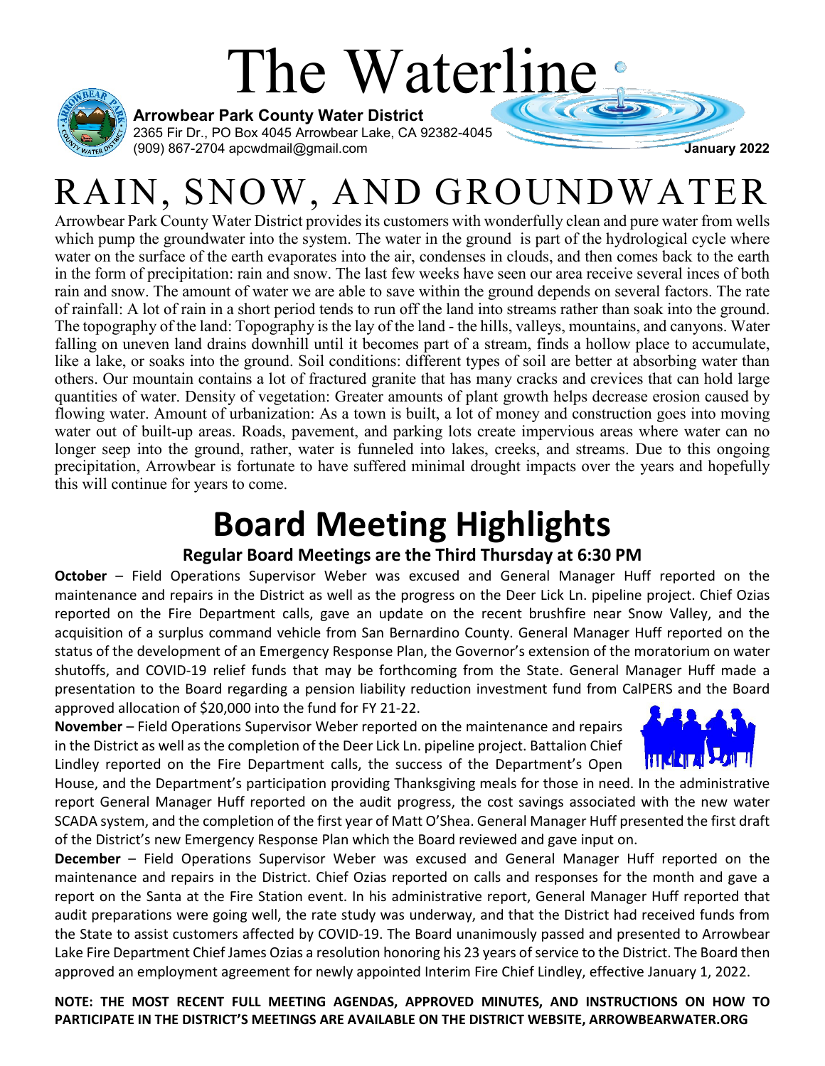# The Waterline

**Arrowbear Park County Water District**
2365 Fir Dr., PO Box 4045 Arrowbear Lake, CA 92382-4045
(909) 867-2704 apcwdmail@gmail.com

**January 2022**

## RAIN, SNOW, AND GROUNDWATER

Arrowbear Park County Water District provides its customers with wonderfully clean and pure water from wells which pump the groundwater into the system. The water in the ground is part of the hydrological cycle where water on the surface of the earth evaporates into the air, condenses in clouds, and then comes back to the earth in the form of precipitation: rain and snow. The last few weeks have seen our area receive several inces of both rain and snow. The amount of water we are able to save within the ground depends on several factors. The rate of rainfall: A lot of rain in a short period tends to run off the land into streams rather than soak into the ground. The topography of the land: Topography is the lay of the land - the hills, valleys, mountains, and canyons. Water falling on uneven land drains downhill until it becomes part of a stream, finds a hollow place to accumulate, like a lake, or soaks into the ground. Soil conditions: different types of soil are better at absorbing water than others. Our mountain contains a lot of fractured granite that has many cracks and crevices that can hold large quantities of water. Density of vegetation: Greater amounts of plant growth helps decrease erosion caused by flowing water. Amount of urbanization: As a town is built, a lot of money and construction goes into moving water out of built-up areas. Roads, pavement, and parking lots create impervious areas where water can no longer seep into the ground, rather, water is funneled into lakes, creeks, and streams. Due to this ongoing precipitation, Arrowbear is fortunate to have suffered minimal drought impacts over the years and hopefully this will continue for years to come.

## Board Meeting Highlights

### Regular Board Meetings are the Third Thursday at 6:30 PM

**October** – Field Operations Supervisor Weber was excused and General Manager Huff reported on the maintenance and repairs in the District as well as the progress on the Deer Lick Ln. pipeline project. Chief Ozias reported on the Fire Department calls, gave an update on the recent brushfire near Snow Valley, and the acquisition of a surplus command vehicle from San Bernardino County. General Manager Huff reported on the status of the development of an Emergency Response Plan, the Governor's extension of the moratorium on water shutoffs, and COVID-19 relief funds that may be forthcoming from the State. General Manager Huff made a presentation to the Board regarding a pension liability reduction investment fund from CalPERS and the Board approved allocation of $20,000 into the fund for FY 21-22.

**November** – Field Operations Supervisor Weber reported on the maintenance and repairs in the District as well as the completion of the Deer Lick Ln. pipeline project. Battalion Chief Lindley reported on the Fire Department calls, the success of the Department's Open House, and the Department's participation providing Thanksgiving meals for those in need. In the administrative report General Manager Huff reported on the audit progress, the cost savings associated with the new water SCADA system, and the completion of the first year of Matt O'Shea. General Manager Huff presented the first draft of the District's new Emergency Response Plan which the Board reviewed and gave input on.

**December** – Field Operations Supervisor Weber was excused and General Manager Huff reported on the maintenance and repairs in the District. Chief Ozias reported on calls and responses for the month and gave a report on the Santa at the Fire Station event. In his administrative report, General Manager Huff reported that audit preparations were going well, the rate study was underway, and that the District had received funds from the State to assist customers affected by COVID-19. The Board unanimously passed and presented to Arrowbear Lake Fire Department Chief James Ozias a resolution honoring his 23 years of service to the District. The Board then approved an employment agreement for newly appointed Interim Fire Chief Lindley, effective January 1, 2022.

**NOTE: THE MOST RECENT FULL MEETING AGENDAS, APPROVED MINUTES, AND INSTRUCTIONS ON HOW TO PARTICIPATE IN THE DISTRICT'S MEETINGS ARE AVAILABLE ON THE DISTRICT WEBSITE, ARROWBEARWATER.ORG**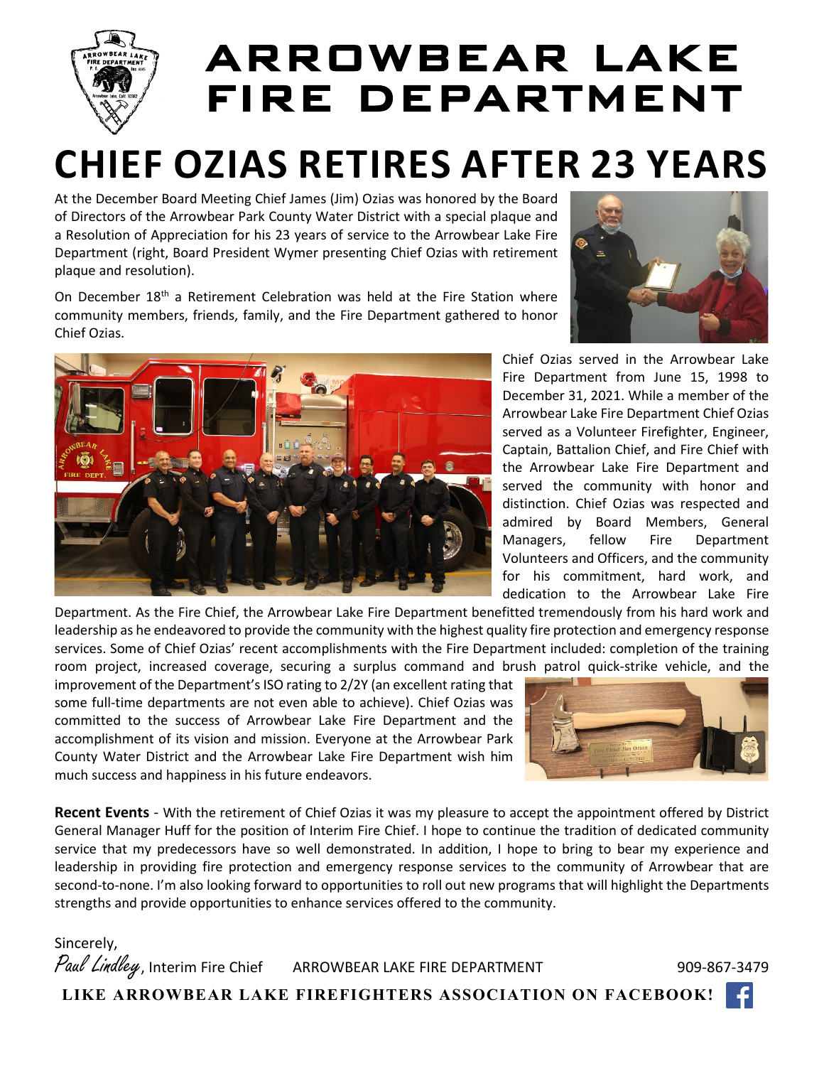# ARROWBEAR LAKE FIRE DEPARTMENT

# CHIEF OZIAS RETIRES AFTER 23 YEARS

At the December Board Meeting Chief James (Jim) Ozias was honored by the Board of Directors of the Arrowbear Park County Water District with a special plaque and a Resolution of Appreciation for his 23 years of service to the Arrowbear Lake Fire Department (right, Board President Wymer presenting Chief Ozias with retirement plaque and resolution).

On December 18th a Retirement Celebration was held at the Fire Station where community members, friends, family, and the Fire Department gathered to honor Chief Ozias.

Chief Ozias served in the Arrowbear Lake Fire Department from June 15, 1998 to December 31, 2021. While a member of the Arrowbear Lake Fire Department Chief Ozias served as a Volunteer Firefighter, Engineer, Captain, Battalion Chief, and Fire Chief with the Arrowbear Lake Fire Department and served the community with honor and distinction. Chief Ozias was respected and admired by Board Members, General Managers, fellow Fire Department Volunteers and Officers, and the community for his commitment, hard work, and dedication to the Arrowbear Lake Fire Department. As the Fire Chief, the Arrowbear Lake Fire Department benefitted tremendously from his hard work and leadership as he endeavored to provide the community with the highest quality fire protection and emergency response services. Some of Chief Ozias' recent accomplishments with the Fire Department included: completion of the training room project, increased coverage, securing a surplus command and brush patrol quick-strike vehicle, and the improvement of the Department's ISO rating to 2/2Y (an excellent rating that some full-time departments are not even able to achieve). Chief Ozias was committed to the success of Arrowbear Lake Fire Department and the accomplishment of its vision and mission. Everyone at the Arrowbear Park County Water District and the Arrowbear Lake Fire Department wish him much success and happiness in his future endeavors.

**Recent Events** - With the retirement of Chief Ozias it was my pleasure to accept the appointment offered by District General Manager Huff for the position of Interim Fire Chief. I hope to continue the tradition of dedicated community service that my predecessors have so well demonstrated. In addition, I hope to bring to bear my experience and leadership in providing fire protection and emergency response services to the community of Arrowbear that are second-to-none. I'm also looking forward to opportunities to roll out new programs that will highlight the Departments strengths and provide opportunities to enhance services offered to the community.

Sincerely,

*Paul Lindley*, Interim Fire Chief ARROWBEAR LAKE FIRE DEPARTMENT 909-867-3479

**LIKE ARROWBEAR LAKE FIREFIGHTERS ASSOCIATION ON FACEBOOK!**